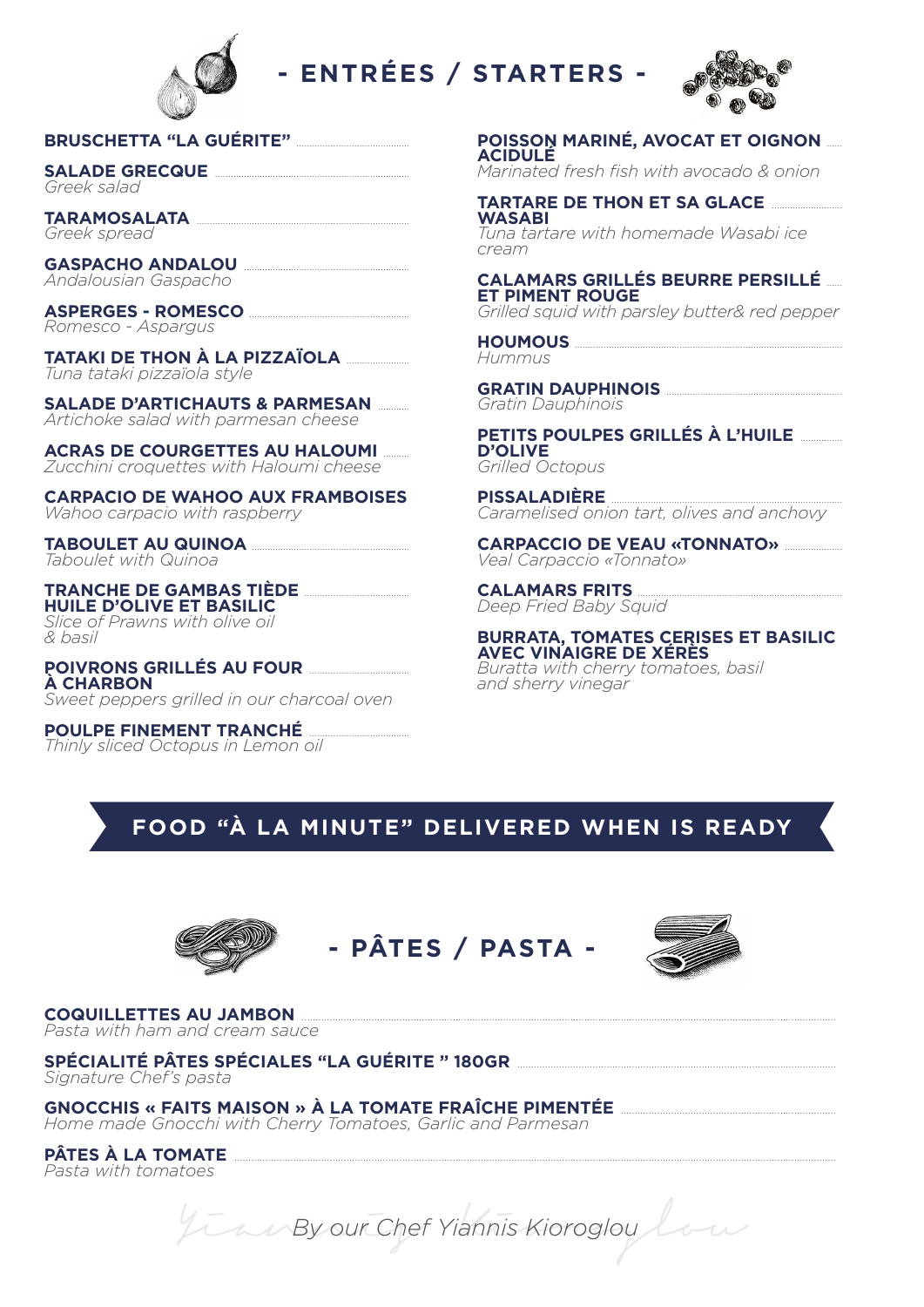# - ENTRÉES / STARTERS -

**BRUSCHETTA "LA GUÉRITE"**

**SALADE GRECQUE**
*Greek salad*

**TARAMOSALATA**
*Greek spread*

**GASPACHO ANDALOU**
*Andalousian Gaspacho*

**ASPERGES - ROMESCO**
*Romesco - Aspargus*

**TATAKI DE THON À LA PIZZAÏOLA**
*Tuna tataki pizzaïola style*

**SALADE D'ARTICHAUTS & PARMESAN**
*Artichoke salad with parmesan cheese*

**ACRAS DE COURGETTES AU HALOUMI**
*Zucchini croquettes with Haloumi cheese*

**CARPACIO DE WAHOO AUX FRAMBOISES**
*Wahoo carpacio with raspberry*

**TABOULET AU QUINOA**
*Taboulet with Quinoa*

**TRANCHE DE GAMBAS TIÈDE HUILE D'OLIVE ET BASILIC**
*Slice of Prawns with olive oil & basil*

**POIVRONS GRILLÉS AU FOUR À CHARBON**
*Sweet peppers grilled in our charcoal oven*

**POULPE FINEMENT TRANCHÉ**
*Thinly sliced Octopus in Lemon oil*

**POISSON MARINÉ, AVOCAT ET OIGNON ACIDULÉ**
*Marinated fresh fish with avocado & onion*

**TARTARE DE THON ET SA GLACE WASABI**
*Tuna tartare with homemade Wasabi ice cream*

**CALAMARS GRILLÉS BEURRE PERSILLÉ ET PIMENT ROUGE**
*Grilled squid with parsley butter& red pepper*

**HOUMOUS**
*Hummus*

**GRATIN DAUPHINOIS**
*Gratin Dauphinois*

**PETITS POULPES GRILLÉS À L'HUILE D'OLIVE**
*Grilled Octopus*

**PISSALADIÈRE**
*Caramelised onion tart, olives and anchovy*

**CARPACCIO DE VEAU «TONNATO»**
*Veal Carpaccio «Tonnato»*

**CALAMARS FRITS**
*Deep Fried Baby Squid*

**BURRATA, TOMATES CERISES ET BASILIC AVEC VINAIGRE DE XÉRÈS**
*Buratta with cherry tomatoes, basil and sherry vinegar*

**FOOD "À LA MINUTE" DELIVERED WHEN IS READY**

# - PÂTES / PASTA -

**COQUILLETTES AU JAMBON**
*Pasta with ham and cream sauce*

**SPÉCIALITÉ PÂTES SPÉCIALES "LA GUÉRITE " 180GR**
*Signature Chef's pasta*

**GNOCCHIS « FAITS MAISON » À LA TOMATE FRAÎCHE PIMENTÉE**
*Home made Gnocchi with Cherry Tomatoes, Garlic and Parmesan*

**PÂTES À LA TOMATE**
*Pasta with tomatoes*

*By our Chef Yiannis Kioroglou*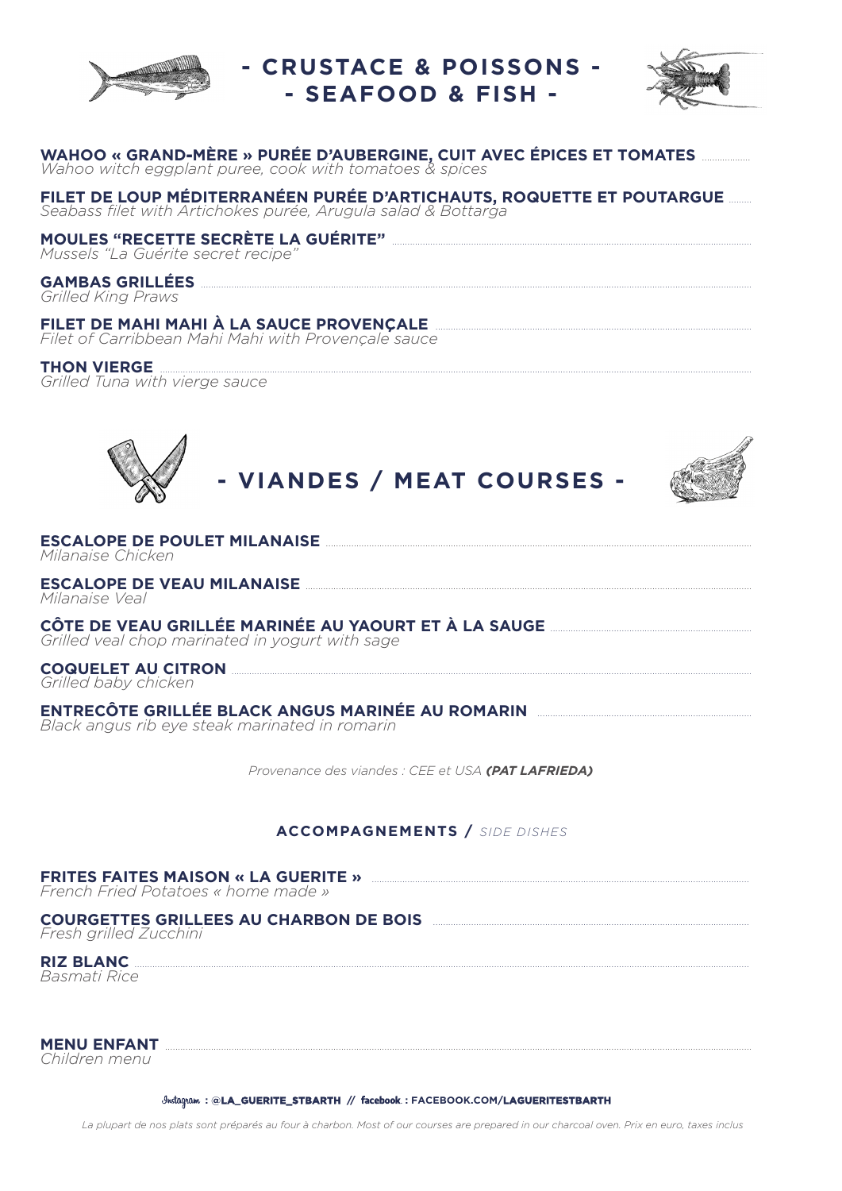# - CRUSTACE & POISSONS -
# - SEAFOOD & FISH -

**WAHOO « GRAND-MÈRE » PURÉE D'AUBERGINE, CUIT AVEC ÉPICES ET TOMATES**
*Wahoo witch eggplant puree, cook with tomatoes & spices*

**FILET DE LOUP MÉDITERRANÉEN PURÉE D'ARTICHAUTS, ROQUETTE ET POUTARGUE**
*Seabass filet with Artichokes purée, Arugula salad & Bottarga*

**MOULES "RECETTE SECRÈTE LA GUÉRITE"**
*Mussels "La Guérite secret recipe"*

**GAMBAS GRILLÉES**
*Grilled King Praws*

**FILET DE MAHI MAHI À LA SAUCE PROVENÇALE**
*Filet of Carribbean Mahi Mahi with Provençale sauce*

**THON VIERGE**
*Grilled Tuna with vierge sauce*

# - VIANDES / MEAT COURSES -

**ESCALOPE DE POULET MILANAISE**
*Milanaise Chicken*

**ESCALOPE DE VEAU MILANAISE**
*Milanaise Veal*

**CÔTE DE VEAU GRILLÉE MARINÉE AU YAOURT ET À LA SAUGE**
*Grilled veal chop marinated in yogurt with sage*

**COQUELET AU CITRON**
*Grilled baby chicken*

**ENTRECÔTE GRILLÉE BLACK ANGUS MARINÉE AU ROMARIN**
*Black angus rib eye steak marinated in romarin*

*Provenance des viandes : CEE et USA **(PAT LAFRIEDA)***

## ACCOMPAGNEMENTS / *SIDE DISHES*

**FRITES FAITES MAISON « LA GUERITE »**
*French Fried Potatoes « home made »*

**COURGETTES GRILLEES AU CHARBON DE BOIS**
*Fresh grilled Zucchini*

**RIZ BLANC**
*Basmati Rice*

**MENU ENFANT**
*Children menu*

Instagram : @LA_GUERITE_STBARTH // facebook : FACEBOOK.COM/LAGUERITESTBARTH

*La plupart de nos plats sont préparés au four à charbon. Most of our courses are prepared in our charcoal oven. Prix en euro, taxes inclus*